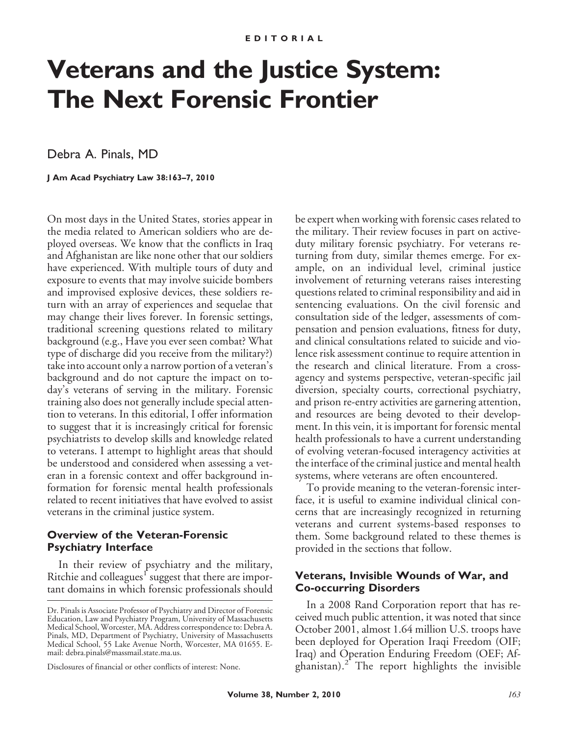EDITORIAL

# Veterans and the Justice System: The Next Forensic Frontier

Debra A. Pinals, MD

**J Am Acad Psychiatry Law 38:163–7, 2010**

On most days in the United States, stories appear in the media related to American soldiers who are deployed overseas. We know that the conflicts in Iraq and Afghanistan are like none other that our soldiers have experienced. With multiple tours of duty and exposure to events that may involve suicide bombers and improvised explosive devices, these soldiers return with an array of experiences and sequelae that may change their lives forever. In forensic settings, traditional screening questions related to military background (e.g., Have you ever seen combat? What type of discharge did you receive from the military?) take into account only a narrow portion of a veteran's background and do not capture the impact on today's veterans of serving in the military. Forensic training also does not generally include special attention to veterans. In this editorial, I offer information to suggest that it is increasingly critical for forensic psychiatrists to develop skills and knowledge related to veterans. I attempt to highlight areas that should be understood and considered when assessing a veteran in a forensic context and offer background information for forensic mental health professionals related to recent initiatives that have evolved to assist veterans in the criminal justice system.

## Overview of the Veteran-Forensic Psychiatry Interface

In their review of psychiatry and the military, Ritchie and colleagues[1] suggest that there are important domains in which forensic professionals should be expert when working with forensic cases related to the military. Their review focuses in part on active-duty military forensic psychiatry. For veterans returning from duty, similar themes emerge. For example, on an individual level, criminal justice involvement of returning veterans raises interesting questions related to criminal responsibility and aid in sentencing evaluations. On the civil forensic and consultation side of the ledger, assessments of compensation and pension evaluations, fitness for duty, and clinical consultations related to suicide and violence risk assessment continue to require attention in the research and clinical literature. From a cross-agency and systems perspective, veteran-specific jail diversion, specialty courts, correctional psychiatry, and prison re-entry activities are garnering attention, and resources are being devoted to their development. In this vein, it is important for forensic mental health professionals to have a current understanding of evolving veteran-focused interagency activities at the interface of the criminal justice and mental health systems, where veterans are often encountered.

To provide meaning to the veteran-forensic interface, it is useful to examine individual clinical concerns that are increasingly recognized in returning veterans and current systems-based responses to them. Some background related to these themes is provided in the sections that follow.

## Veterans, Invisible Wounds of War, and Co-occurring Disorders

In a 2008 Rand Corporation report that has received much public attention, it was noted that since October 2001, almost 1.64 million U.S. troops have been deployed for Operation Iraqi Freedom (OIF; Iraq) and Operation Enduring Freedom (OEF; Afghanistan).[2] The report highlights the invisible

---

Dr. Pinals is Associate Professor of Psychiatry and Director of Forensic Education, Law and Psychiatry Program, University of Massachusetts Medical School, Worcester, MA. Address correspondence to: Debra A. Pinals, MD, Department of Psychiatry, University of Massachusetts Medical School, 55 Lake Avenue North, Worcester, MA 01655. E-mail: debra.pinals@massmail.state.ma.us.

Disclosures of financial or other conflicts of interest: None.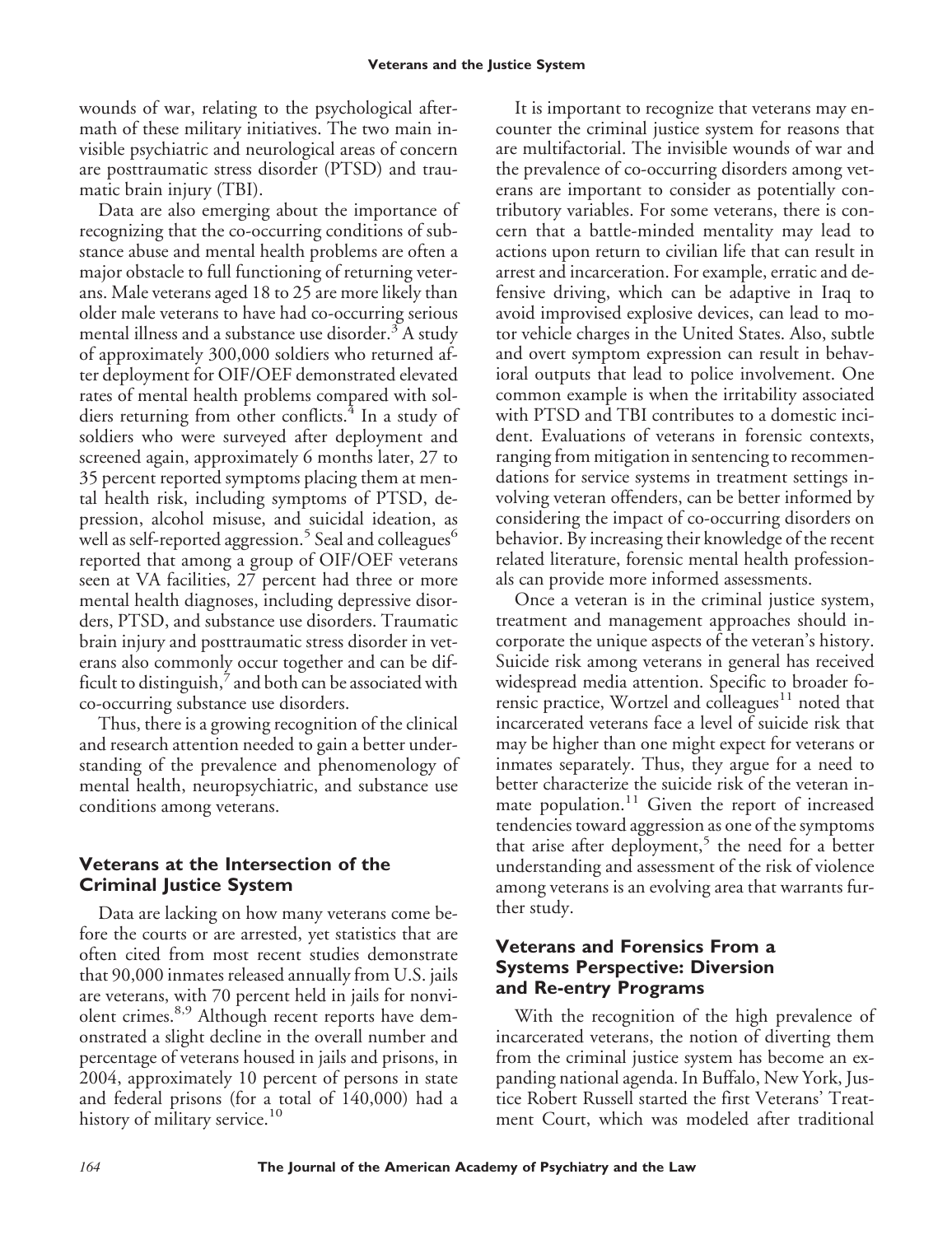wounds of war, relating to the psychological aftermath of these military initiatives. The two main invisible psychiatric and neurological areas of concern are posttraumatic stress disorder (PTSD) and traumatic brain injury (TBI).

Data are also emerging about the importance of recognizing that the co-occurring conditions of substance abuse and mental health problems are often a major obstacle to full functioning of returning veterans. Male veterans aged 18 to 25 are more likely than older male veterans to have had co-occurring serious mental illness and a substance use disorder.[3] A study of approximately 300,000 soldiers who returned after deployment for OIF/OEF demonstrated elevated rates of mental health problems compared with soldiers returning from other conflicts.[4] In a study of soldiers who were surveyed after deployment and screened again, approximately 6 months later, 27 to 35 percent reported symptoms placing them at mental health risk, including symptoms of PTSD, depression, alcohol misuse, and suicidal ideation, as well as self-reported aggression.[5] Seal and colleagues[6] reported that among a group of OIF/OEF veterans seen at VA facilities, 27 percent had three or more mental health diagnoses, including depressive disorders, PTSD, and substance use disorders. Traumatic brain injury and posttraumatic stress disorder in veterans also commonly occur together and can be difficult to distinguish,[7] and both can be associated with co-occurring substance use disorders.

Thus, there is a growing recognition of the clinical and research attention needed to gain a better understanding of the prevalence and phenomenology of mental health, neuropsychiatric, and substance use conditions among veterans.

## Veterans at the Intersection of the Criminal Justice System

Data are lacking on how many veterans come before the courts or are arrested, yet statistics that are often cited from most recent studies demonstrate that 90,000 inmates released annually from U.S. jails are veterans, with 70 percent held in jails for nonviolent crimes.[8,9] Although recent reports have demonstrated a slight decline in the overall number and percentage of veterans housed in jails and prisons, in 2004, approximately 10 percent of persons in state and federal prisons (for a total of 140,000) had a history of military service.[10]

It is important to recognize that veterans may encounter the criminal justice system for reasons that are multifactorial. The invisible wounds of war and the prevalence of co-occurring disorders among veterans are important to consider as potentially contributory variables. For some veterans, there is concern that a battle-minded mentality may lead to actions upon return to civilian life that can result in arrest and incarceration. For example, erratic and defensive driving, which can be adaptive in Iraq to avoid improvised explosive devices, can lead to motor vehicle charges in the United States. Also, subtle and overt symptom expression can result in behavioral outputs that lead to police involvement. One common example is when the irritability associated with PTSD and TBI contributes to a domestic incident. Evaluations of veterans in forensic contexts, ranging from mitigation in sentencing to recommendations for service systems in treatment settings involving veteran offenders, can be better informed by considering the impact of co-occurring disorders on behavior. By increasing their knowledge of the recent related literature, forensic mental health professionals can provide more informed assessments.

Once a veteran is in the criminal justice system, treatment and management approaches should incorporate the unique aspects of the veteran's history. Suicide risk among veterans in general has received widespread media attention. Specific to broader forensic practice, Wortzel and colleagues[11] noted that incarcerated veterans face a level of suicide risk that may be higher than one might expect for veterans or inmates separately. Thus, they argue for a need to better characterize the suicide risk of the veteran inmate population.[11] Given the report of increased tendencies toward aggression as one of the symptoms that arise after deployment,[5] the need for a better understanding and assessment of the risk of violence among veterans is an evolving area that warrants further study.

## Veterans and Forensics From a Systems Perspective: Diversion and Re-entry Programs

With the recognition of the high prevalence of incarcerated veterans, the notion of diverting them from the criminal justice system has become an expanding national agenda. In Buffalo, New York, Justice Robert Russell started the first Veterans' Treatment Court, which was modeled after traditional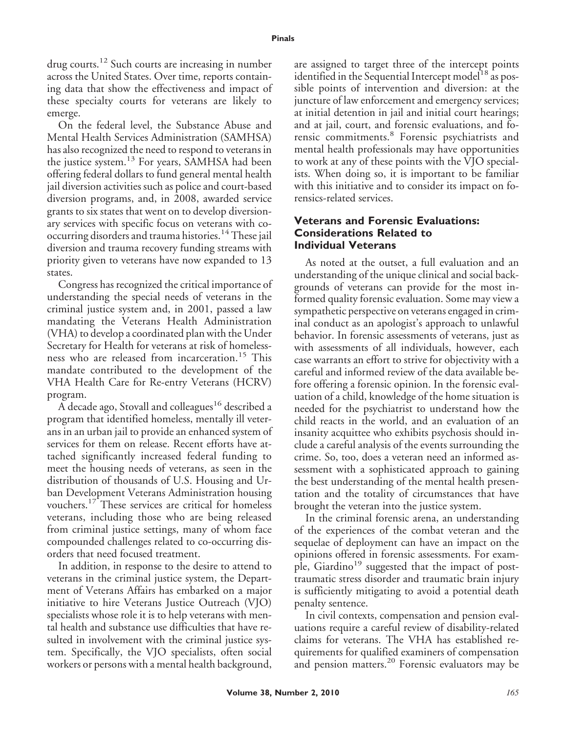drug courts.[12] Such courts are increasing in number across the United States. Over time, reports containing data that show the effectiveness and impact of these specialty courts for veterans are likely to emerge.

On the federal level, the Substance Abuse and Mental Health Services Administration (SAMHSA) has also recognized the need to respond to veterans in the justice system.[13] For years, SAMHSA had been offering federal dollars to fund general mental health jail diversion activities such as police and court-based diversion programs, and, in 2008, awarded service grants to six states that went on to develop diversionary services with specific focus on veterans with co-occurring disorders and trauma histories.[14] These jail diversion and trauma recovery funding streams with priority given to veterans have now expanded to 13 states.

Congress has recognized the critical importance of understanding the special needs of veterans in the criminal justice system and, in 2001, passed a law mandating the Veterans Health Administration (VHA) to develop a coordinated plan with the Under Secretary for Health for veterans at risk of homelessness who are released from incarceration.[15] This mandate contributed to the development of the VHA Health Care for Re-entry Veterans (HCRV) program.

A decade ago, Stovall and colleagues[16] described a program that identified homeless, mentally ill veterans in an urban jail to provide an enhanced system of services for them on release. Recent efforts have attached significantly increased federal funding to meet the housing needs of veterans, as seen in the distribution of thousands of U.S. Housing and Urban Development Veterans Administration housing vouchers.[17] These services are critical for homeless veterans, including those who are being released from criminal justice settings, many of whom face compounded challenges related to co-occurring disorders that need focused treatment.

In addition, in response to the desire to attend to veterans in the criminal justice system, the Department of Veterans Affairs has embarked on a major initiative to hire Veterans Justice Outreach (VJO) specialists whose role it is to help veterans with mental health and substance use difficulties that have resulted in involvement with the criminal justice system. Specifically, the VJO specialists, often social workers or persons with a mental health background, are assigned to target three of the intercept points identified in the Sequential Intercept model[18] as possible points of intervention and diversion: at the juncture of law enforcement and emergency services; at initial detention in jail and initial court hearings; and at jail, court, and forensic evaluations, and forensic commitments.[8] Forensic psychiatrists and mental health professionals may have opportunities to work at any of these points with the VJO specialists. When doing so, it is important to be familiar with this initiative and to consider its impact on forensics-related services.

## Veterans and Forensic Evaluations: Considerations Related to Individual Veterans

As noted at the outset, a full evaluation and an understanding of the unique clinical and social backgrounds of veterans can provide for the most informed quality forensic evaluation. Some may view a sympathetic perspective on veterans engaged in criminal conduct as an apologist's approach to unlawful behavior. In forensic assessments of veterans, just as with assessments of all individuals, however, each case warrants an effort to strive for objectivity with a careful and informed review of the data available before offering a forensic opinion. In the forensic evaluation of a child, knowledge of the home situation is needed for the psychiatrist to understand how the child reacts in the world, and an evaluation of an insanity acquittee who exhibits psychosis should include a careful analysis of the events surrounding the crime. So, too, does a veteran need an informed assessment with a sophisticated approach to gaining the best understanding of the mental health presentation and the totality of circumstances that have brought the veteran into the justice system.

In the criminal forensic arena, an understanding of the experiences of the combat veteran and the sequelae of deployment can have an impact on the opinions offered in forensic assessments. For example, Giardino[19] suggested that the impact of posttraumatic stress disorder and traumatic brain injury is sufficiently mitigating to avoid a potential death penalty sentence.

In civil contexts, compensation and pension evaluations require a careful review of disability-related claims for veterans. The VHA has established requirements for qualified examiners of compensation and pension matters.[20] Forensic evaluators may be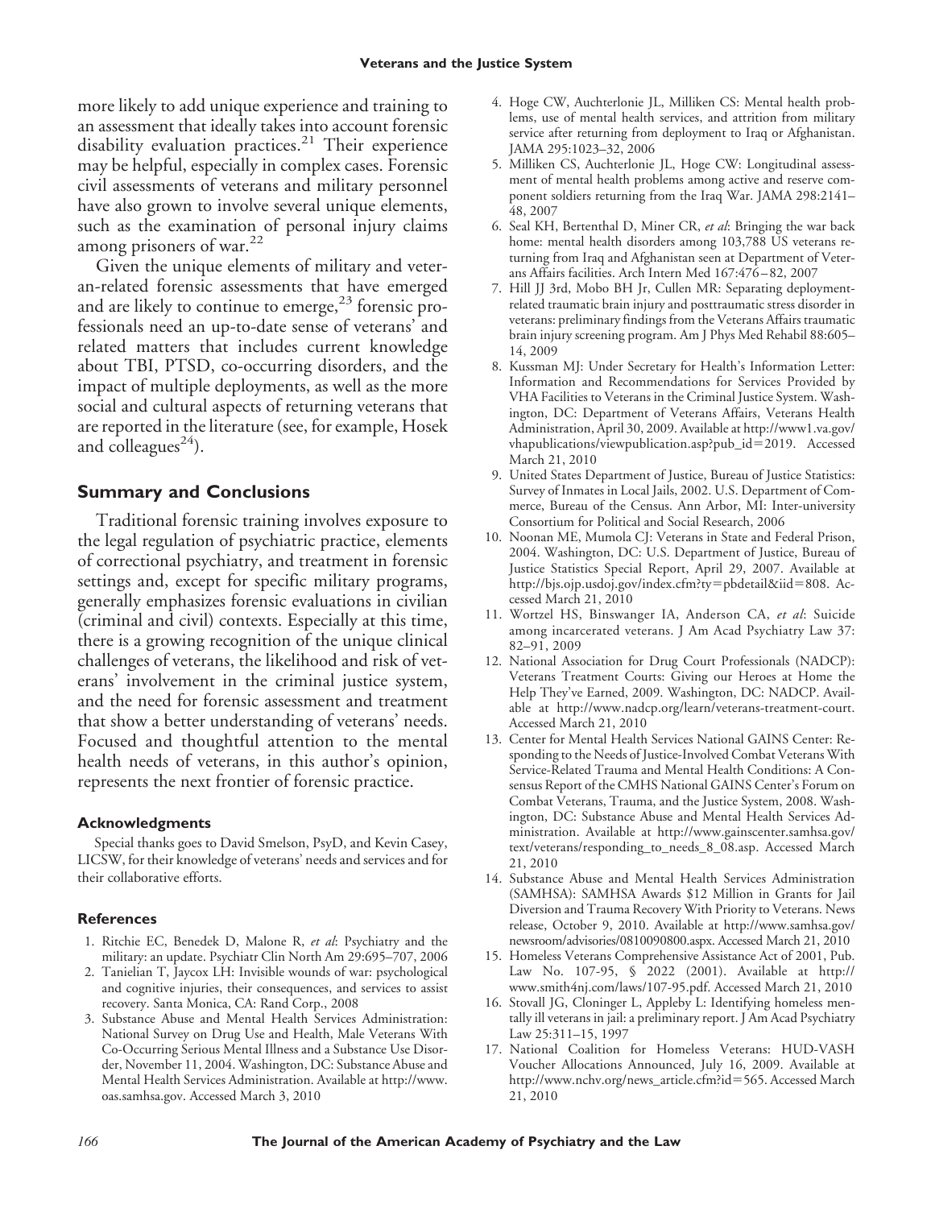more likely to add unique experience and training to an assessment that ideally takes into account forensic disability evaluation practices.[21] Their experience may be helpful, especially in complex cases. Forensic civil assessments of veterans and military personnel have also grown to involve several unique elements, such as the examination of personal injury claims among prisoners of war.[22]

Given the unique elements of military and veteran-related forensic assessments that have emerged and are likely to continue to emerge,[23] forensic professionals need an up-to-date sense of veterans' and related matters that includes current knowledge about TBI, PTSD, co-occurring disorders, and the impact of multiple deployments, as well as the more social and cultural aspects of returning veterans that are reported in the literature (see, for example, Hosek and colleagues[24]).

## Summary and Conclusions

Traditional forensic training involves exposure to the legal regulation of psychiatric practice, elements of correctional psychiatry, and treatment in forensic settings and, except for specific military programs, generally emphasizes forensic evaluations in civilian (criminal and civil) contexts. Especially at this time, there is a growing recognition of the unique clinical challenges of veterans, the likelihood and risk of veterans' involvement in the criminal justice system, and the need for forensic assessment and treatment that show a better understanding of veterans' needs. Focused and thoughtful attention to the mental health needs of veterans, in this author's opinion, represents the next frontier of forensic practice.

### Acknowledgments

Special thanks goes to David Smelson, PsyD, and Kevin Casey, LICSW, for their knowledge of veterans' needs and services and for their collaborative efforts.

### References

1. Ritchie EC, Benedek D, Malone R, *et al*: Psychiatry and the military: an update. Psychiatr Clin North Am 29:695–707, 2006
2. Tanielian T, Jaycox LH: Invisible wounds of war: psychological and cognitive injuries, their consequences, and services to assist recovery. Santa Monica, CA: Rand Corp., 2008
3. Substance Abuse and Mental Health Services Administration: National Survey on Drug Use and Health, Male Veterans With Co-Occurring Serious Mental Illness and a Substance Use Disorder, November 11, 2004. Washington, DC: Substance Abuse and Mental Health Services Administration. Available at http://www.oas.samhsa.gov. Accessed March 3, 2010
4. Hoge CW, Auchterlonie JL, Milliken CS: Mental health problems, use of mental health services, and attrition from military service after returning from deployment to Iraq or Afghanistan. JAMA 295:1023–32, 2006
5. Milliken CS, Auchterlonie JL, Hoge CW: Longitudinal assessment of mental health problems among active and reserve component soldiers returning from the Iraq War. JAMA 298:2141–48, 2007
6. Seal KH, Bertenthal D, Miner CR, *et al*: Bringing the war back home: mental health disorders among 103,788 US veterans returning from Iraq and Afghanistan seen at Department of Veterans Affairs facilities. Arch Intern Med 167:476–82, 2007
7. Hill JJ 3rd, Mobo BH Jr, Cullen MR: Separating deployment-related traumatic brain injury and posttraumatic stress disorder in veterans: preliminary findings from the Veterans Affairs traumatic brain injury screening program. Am J Phys Med Rehabil 88:605–14, 2009
8. Kussman MJ: Under Secretary for Health's Information Letter: Information and Recommendations for Services Provided by VHA Facilities to Veterans in the Criminal Justice System. Washington, DC: Department of Veterans Affairs, Veterans Health Administration, April 30, 2009. Available at http://www1.va.gov/vhapublications/viewpublication.asp?pub_id=2019. Accessed March 21, 2010
9. United States Department of Justice, Bureau of Justice Statistics: Survey of Inmates in Local Jails, 2002. U.S. Department of Commerce, Bureau of the Census. Ann Arbor, MI: Inter-university Consortium for Political and Social Research, 2006
10. Noonan ME, Mumola CJ: Veterans in State and Federal Prison, 2004. Washington, DC: U.S. Department of Justice, Bureau of Justice Statistics Special Report, April 29, 2007. Available at http://bjs.ojp.usdoj.gov/index.cfm?ty=pbdetail&iid=808. Accessed March 21, 2010
11. Wortzel HS, Binswanger IA, Anderson CA, *et al*: Suicide among incarcerated veterans. J Am Acad Psychiatry Law 37:82–91, 2009
12. National Association for Drug Court Professionals (NADCP): Veterans Treatment Courts: Giving our Heroes at Home the Help They've Earned, 2009. Washington, DC: NADCP. Available at http://www.nadcp.org/learn/veterans-treatment-court. Accessed March 21, 2010
13. Center for Mental Health Services National GAINS Center: Responding to the Needs of Justice-Involved Combat Veterans With Service-Related Trauma and Mental Health Conditions: A Consensus Report of the CMHS National GAINS Center's Forum on Combat Veterans, Trauma, and the Justice System, 2008. Washington, DC: Substance Abuse and Mental Health Services Administration. Available at http://www.gainscenter.samhsa.gov/text/veterans/responding_to_needs_8_08.asp. Accessed March 21, 2010
14. Substance Abuse and Mental Health Services Administration (SAMHSA): SAMHSA Awards $12 Million in Grants for Jail Diversion and Trauma Recovery With Priority to Veterans. News release, October 9, 2010. Available at http://www.samhsa.gov/newsroom/advisories/0810090800.aspx. Accessed March 21, 2010
15. Homeless Veterans Comprehensive Assistance Act of 2001, Pub. Law No. 107-95, § 2022 (2001). Available at http://www.smith4nj.com/laws/107-95.pdf. Accessed March 21, 2010
16. Stovall JG, Cloninger L, Appleby L: Identifying homeless mentally ill veterans in jail: a preliminary report. J Am Acad Psychiatry Law 25:311–15, 1997
17. National Coalition for Homeless Veterans: HUD-VASH Voucher Allocations Announced, July 16, 2009. Available at http://www.nchv.org/news_article.cfm?id=565. Accessed March 21, 2010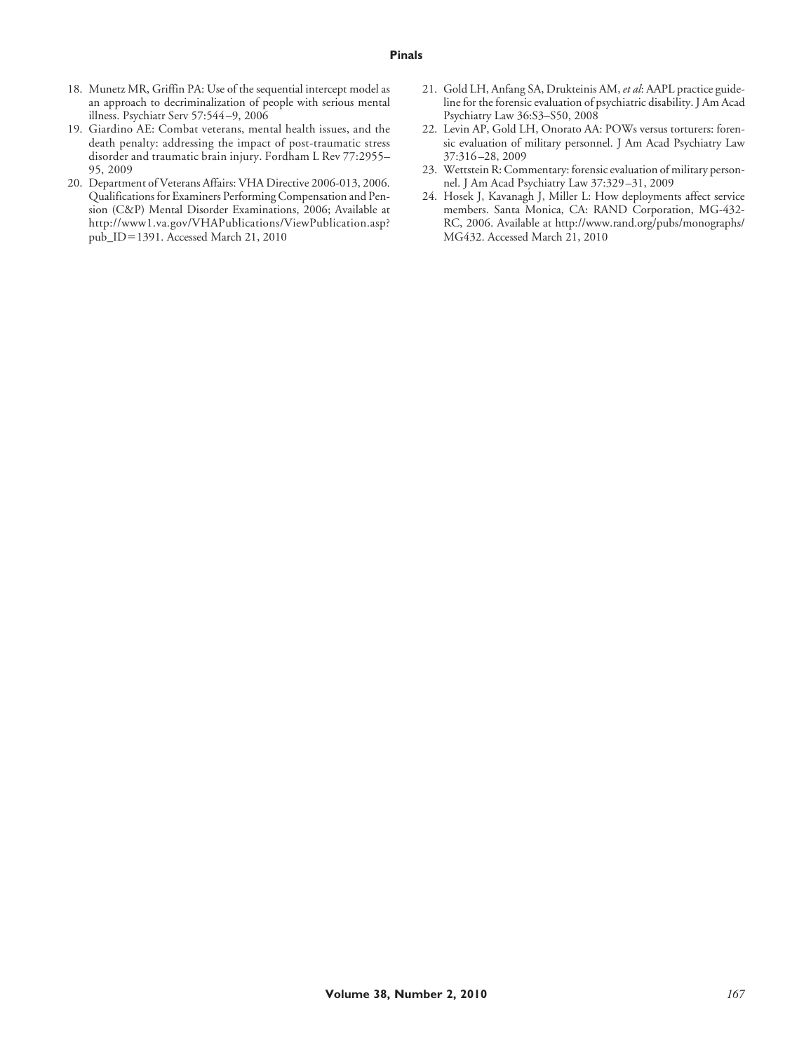18. Munetz MR, Griffin PA: Use of the sequential intercept model as an approach to decriminalization of people with serious mental illness. Psychiatr Serv 57:544–9, 2006
19. Giardino AE: Combat veterans, mental health issues, and the death penalty: addressing the impact of post-traumatic stress disorder and traumatic brain injury. Fordham L Rev 77:2955–95, 2009
20. Department of Veterans Affairs: VHA Directive 2006-013, 2006. Qualifications for Examiners Performing Compensation and Pension (C&P) Mental Disorder Examinations, 2006; Available at http://www1.va.gov/VHAPublications/ViewPublication.asp?pub_ID=1391. Accessed March 21, 2010
21. Gold LH, Anfang SA, Drukteinis AM, *et al*: AAPL practice guideline for the forensic evaluation of psychiatric disability. J Am Acad Psychiatry Law 36:S3–S50, 2008
22. Levin AP, Gold LH, Onorato AA: POWs versus torturers: forensic evaluation of military personnel. J Am Acad Psychiatry Law 37:316–28, 2009
23. Wettstein R: Commentary: forensic evaluation of military personnel. J Am Acad Psychiatry Law 37:329–31, 2009
24. Hosek J, Kavanagh J, Miller L: How deployments affect service members. Santa Monica, CA: RAND Corporation, MG-432-RC, 2006. Available at http://www.rand.org/pubs/monographs/MG432. Accessed March 21, 2010